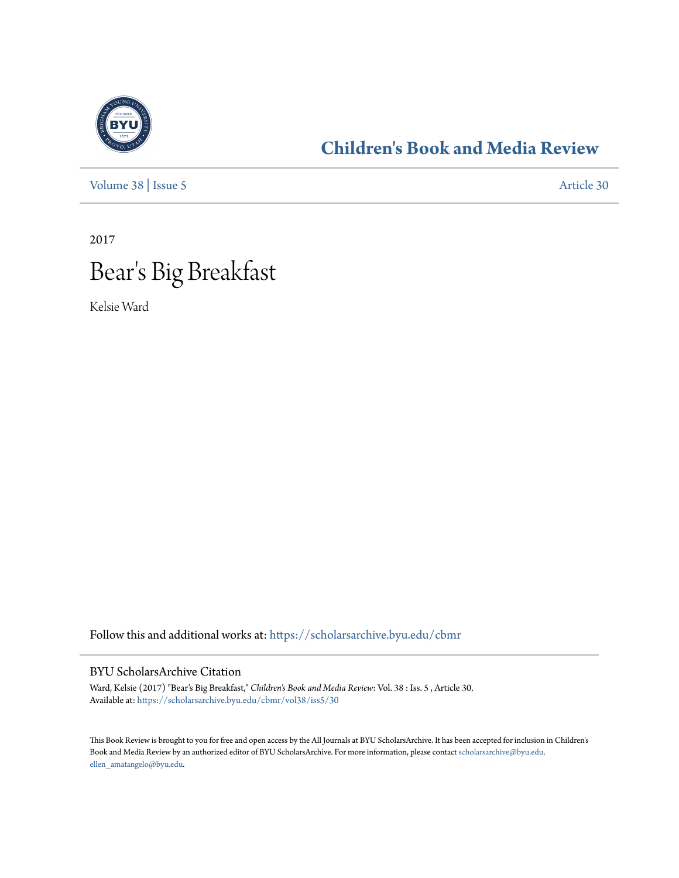## Children's Book and Media Review

Volume 38 | Issue 5 Article 30

2017

# Bear's Big Breakfast

Kelsie Ward

Follow this and additional works at: https://scholarsarchive.byu.edu/cbmr

### BYU ScholarsArchive Citation

Ward, Kelsie (2017) "Bear's Big Breakfast," *Children's Book and Media Review*: Vol. 38 : Iss. 5 , Article 30.
Available at: https://scholarsarchive.byu.edu/cbmr/vol38/iss5/30

This Book Review is brought to you for free and open access by the All Journals at BYU ScholarsArchive. It has been accepted for inclusion in Children's Book and Media Review by an authorized editor of BYU ScholarsArchive. For more information, please contact scholarsarchive@byu.edu, ellen_amatangelo@byu.edu.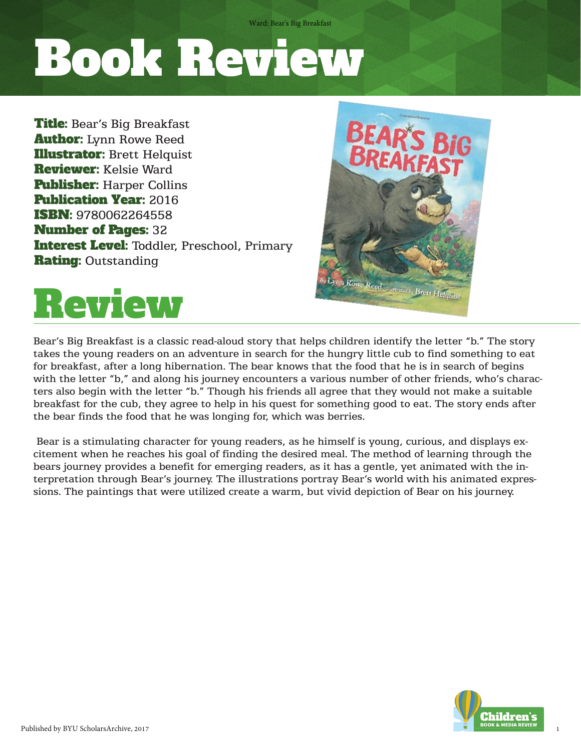# Book Review

**Title**: Bear's Big Breakfast
**Author**: Lynn Rowe Reed
**Illustrator**: Brett Helquist
**Reviewer**: Kelsie Ward
**Publisher**: Harper Collins
**Publication Year**: 2016
**ISBN**: 9780062264558
**Number of Pages**: 32
**Interest Level**: Toddler, Preschool, Primary
**Rating**: Outstanding

# Review

Bear's Big Breakfast is a classic read-aloud story that helps children identify the letter "b." The story takes the young readers on an adventure in search for the hungry little cub to find something to eat for breakfast, after a long hibernation. The bear knows that the food that he is in search of begins with the letter "b," and along his journey encounters a various number of other friends, who's characters also begin with the letter "b." Though his friends all agree that they would not make a suitable breakfast for the cub, they agree to help in his quest for something good to eat. The story ends after the bear finds the food that he was longing for, which was berries.

Bear is a stimulating character for young readers, as he himself is young, curious, and displays excitement when he reaches his goal of finding the desired meal. The method of learning through the bears journey provides a benefit for emerging readers, as it has a gentle, yet animated with the interpretation through Bear's journey. The illustrations portray Bear's world with his animated expressions. The paintings that were utilized create a warm, but vivid depiction of Bear on his journey.